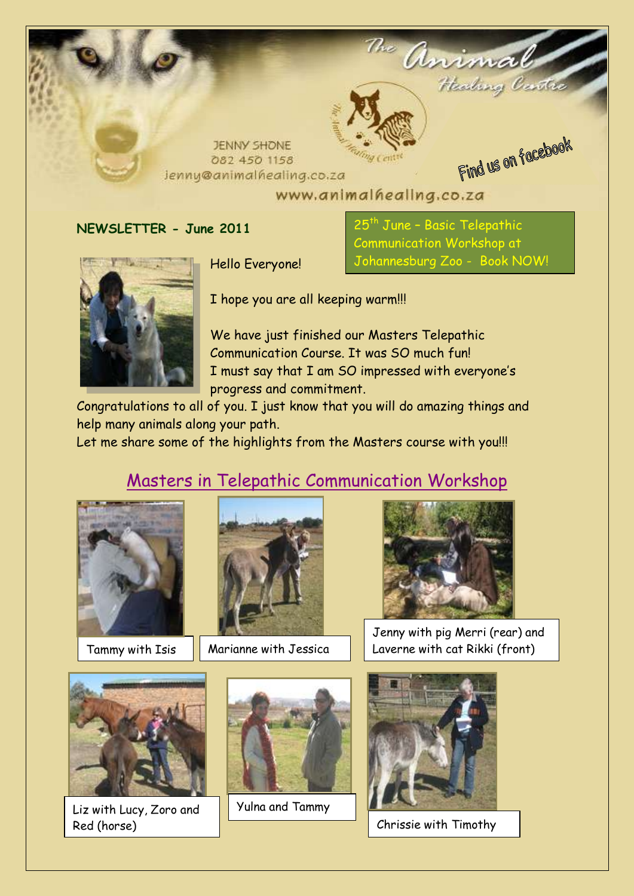The Animal Healing Centre

JENNY SHONE
082 450 1158
jenny@animalhealing.co.za

www.animalhealing.co.za

Find us on facebook

**NEWSLETTER - June 2011**

25th June – Basic Telepathic Communication Workshop at Johannesburg Zoo - Book NOW!

Hello Everyone!

I hope you are all keeping warm!!!

We have just finished our Masters Telepathic Communication Course. It was SO much fun!
I must say that I am SO impressed with everyone's progress and commitment.
Congratulations to all of you. I just know that you will do amazing things and help many animals along your path.
Let me share some of the highlights from the Masters course with you!!!

## Masters in Telepathic Communication Workshop

Tammy with Isis

Marianne with Jessica

Jenny with pig Merri (rear) and Laverne with cat Rikki (front)

Liz with Lucy, Zoro and Red (horse)

Yulna and Tammy

Chrissie with Timothy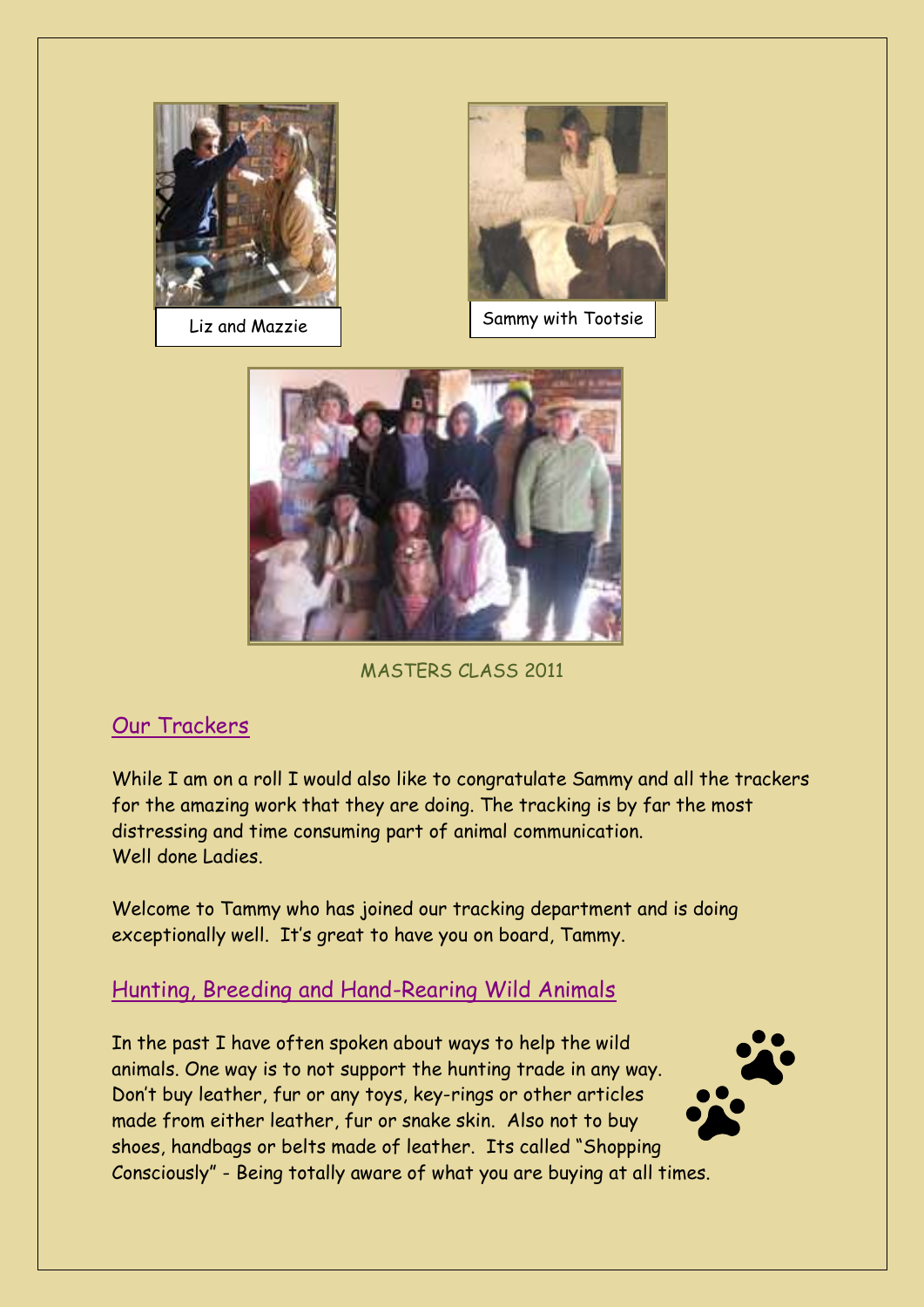Liz and Mazzie

Sammy with Tootsie

MASTERS CLASS 2011

## Our Trackers

While I am on a roll I would also like to congratulate Sammy and all the trackers for the amazing work that they are doing. The tracking is by far the most distressing and time consuming part of animal communication.
Well done Ladies.

Welcome to Tammy who has joined our tracking department and is doing exceptionally well. It's great to have you on board, Tammy.

## Hunting, Breeding and Hand-Rearing Wild Animals

In the past I have often spoken about ways to help the wild animals. One way is to not support the hunting trade in any way. Don't buy leather, fur or any toys, key-rings or other articles made from either leather, fur or snake skin. Also not to buy shoes, handbags or belts made of leather. Its called "Shopping Consciously" - Being totally aware of what you are buying at all times.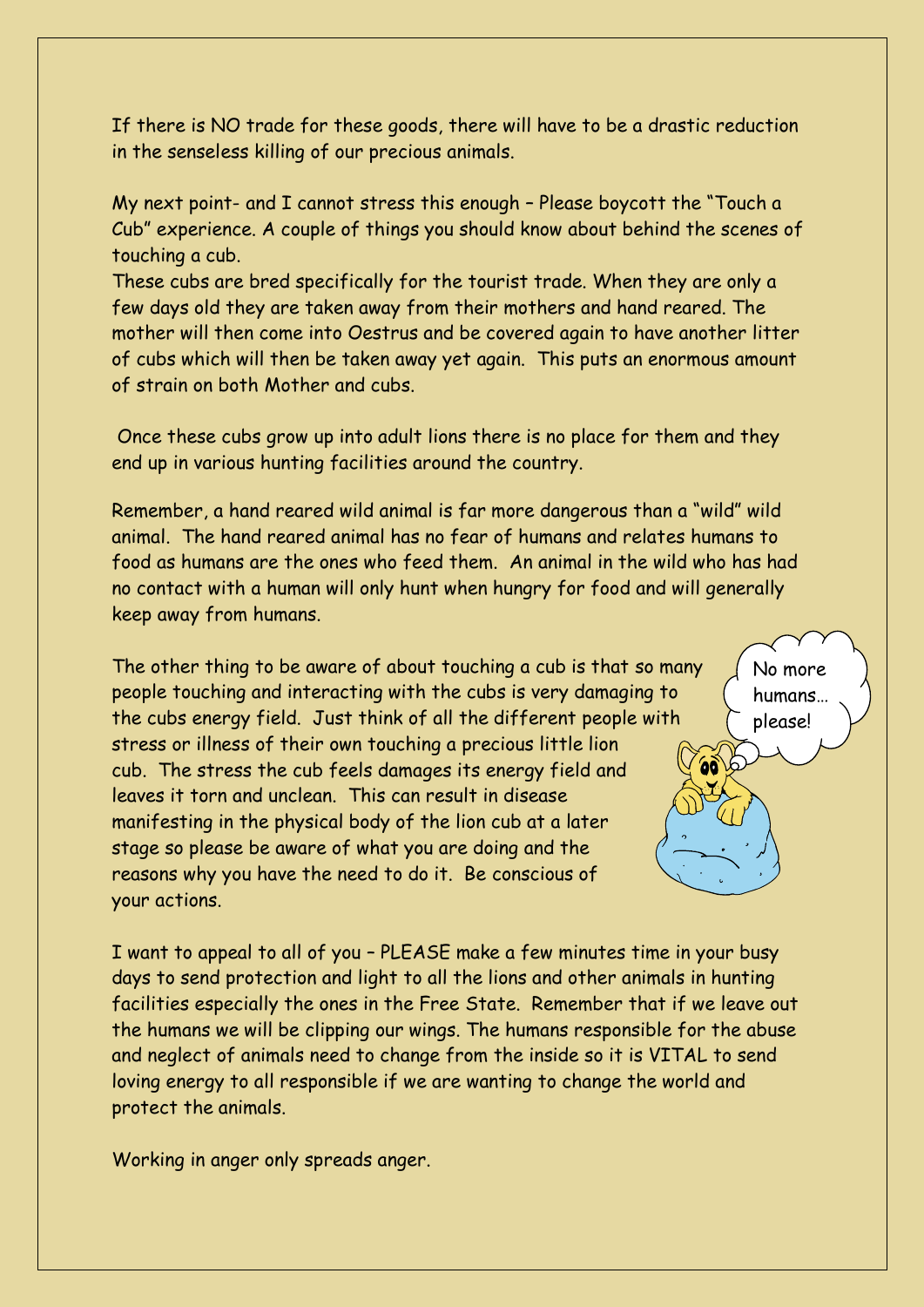If there is NO trade for these goods, there will have to be a drastic reduction in the senseless killing of our precious animals.

My next point- and I cannot stress this enough – Please boycott the "Touch a Cub" experience. A couple of things you should know about behind the scenes of touching a cub.

These cubs are bred specifically for the tourist trade. When they are only a few days old they are taken away from their mothers and hand reared. The mother will then come into Oestrus and be covered again to have another litter of cubs which will then be taken away yet again. This puts an enormous amount of strain on both Mother and cubs.

Once these cubs grow up into adult lions there is no place for them and they end up in various hunting facilities around the country.

Remember, a hand reared wild animal is far more dangerous than a "wild" wild animal. The hand reared animal has no fear of humans and relates humans to food as humans are the ones who feed them. An animal in the wild who has had no contact with a human will only hunt when hungry for food and will generally keep away from humans.

The other thing to be aware of about touching a cub is that so many people touching and interacting with the cubs is very damaging to the cubs energy field. Just think of all the different people with stress or illness of their own touching a precious little lion cub. The stress the cub feels damages its energy field and leaves it torn and unclean. This can result in disease manifesting in the physical body of the lion cub at a later stage so please be aware of what you are doing and the reasons why you have the need to do it. Be conscious of your actions.

No more humans… please!

I want to appeal to all of you – PLEASE make a few minutes time in your busy days to send protection and light to all the lions and other animals in hunting facilities especially the ones in the Free State. Remember that if we leave out the humans we will be clipping our wings. The humans responsible for the abuse and neglect of animals need to change from the inside so it is VITAL to send loving energy to all responsible if we are wanting to change the world and protect the animals.

Working in anger only spreads anger.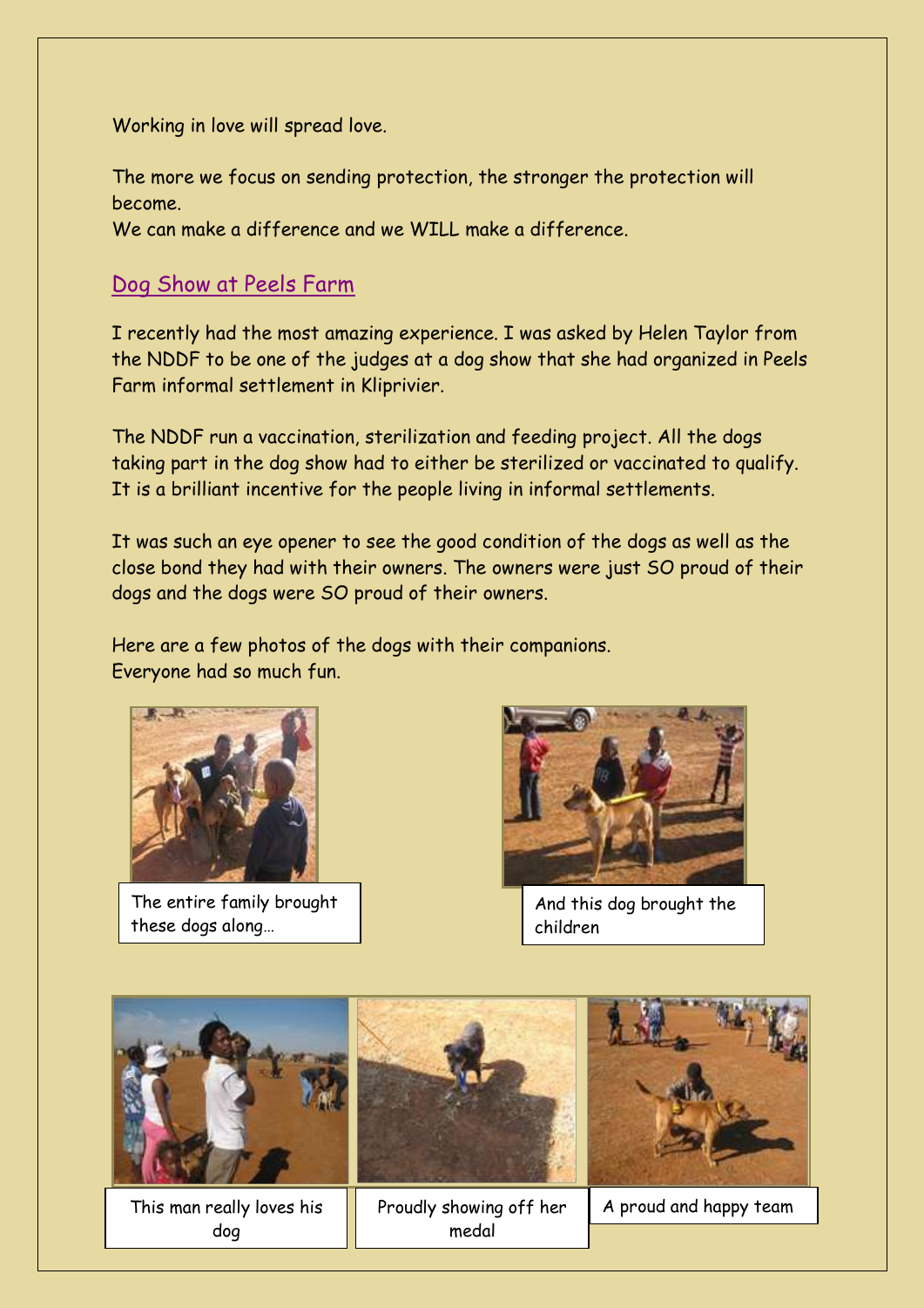Working in love will spread love.

The more we focus on sending protection, the stronger the protection will become.
We can make a difference and we WILL make a difference.

## Dog Show at Peels Farm

I recently had the most amazing experience. I was asked by Helen Taylor from the NDDF to be one of the judges at a dog show that she had organized in Peels Farm informal settlement in Kliprivier.

The NDDF run a vaccination, sterilization and feeding project. All the dogs taking part in the dog show had to either be sterilized or vaccinated to qualify. It is a brilliant incentive for the people living in informal settlements.

It was such an eye opener to see the good condition of the dogs as well as the close bond they had with their owners. The owners were just SO proud of their dogs and the dogs were SO proud of their owners.

Here are a few photos of the dogs with their companions.
Everyone had so much fun.

The entire family brought these dogs along…

And this dog brought the children

This man really loves his dog

Proudly showing off her medal

A proud and happy team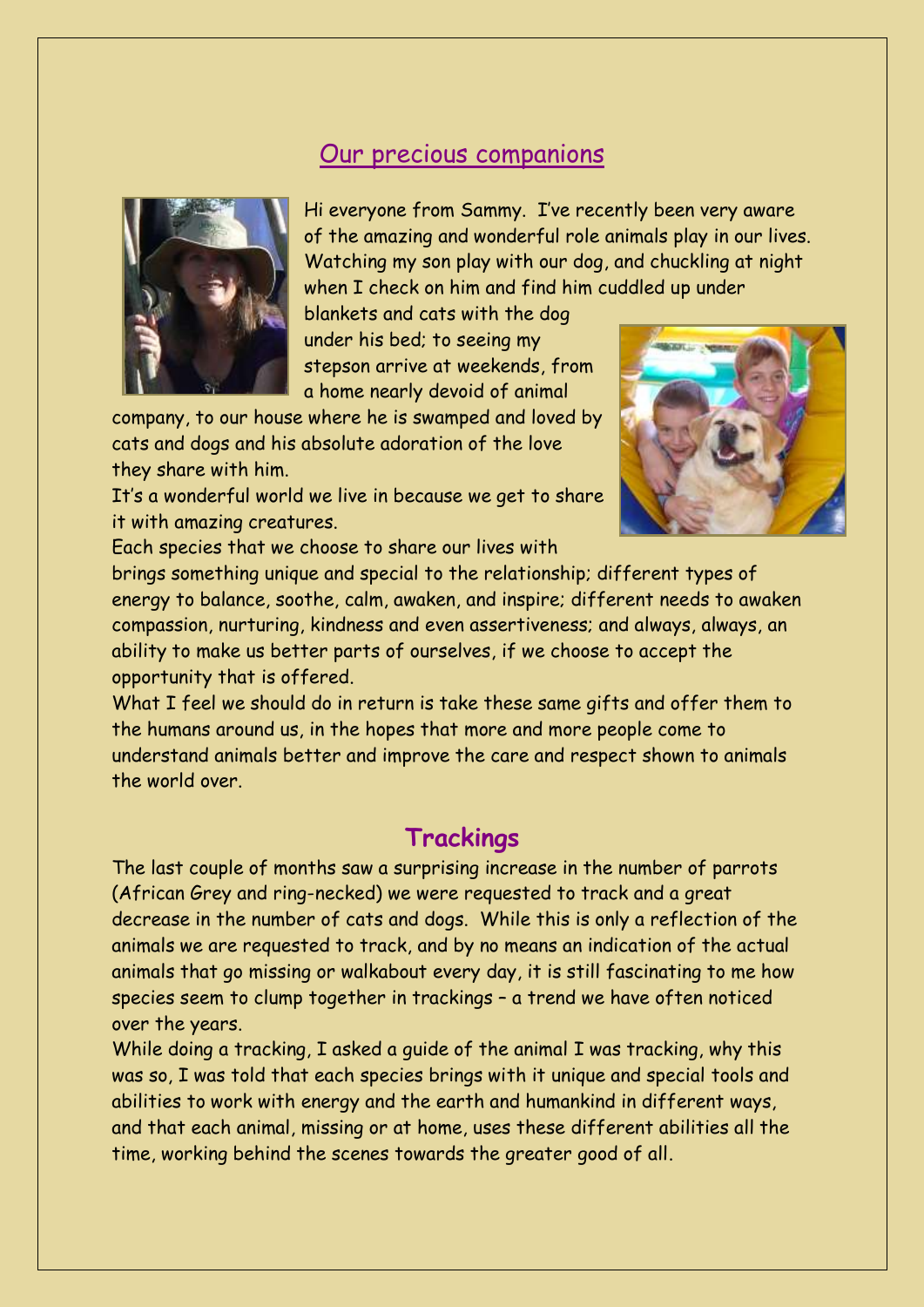## Our precious companions

Hi everyone from Sammy. I've recently been very aware of the amazing and wonderful role animals play in our lives. Watching my son play with our dog, and chuckling at night when I check on him and find him cuddled up under blankets and cats with the dog under his bed; to seeing my stepson arrive at weekends, from a home nearly devoid of animal company, to our house where he is swamped and loved by cats and dogs and his absolute adoration of the love they share with him.

It's a wonderful world we live in because we get to share it with amazing creatures.

Each species that we choose to share our lives with brings something unique and special to the relationship; different types of energy to balance, soothe, calm, awaken, and inspire; different needs to awaken compassion, nurturing, kindness and even assertiveness; and always, always, an ability to make us better parts of ourselves, if we choose to accept the opportunity that is offered.

What I feel we should do in return is take these same gifts and offer them to the humans around us, in the hopes that more and more people come to understand animals better and improve the care and respect shown to animals the world over.

## Trackings

The last couple of months saw a surprising increase in the number of parrots (African Grey and ring-necked) we were requested to track and a great decrease in the number of cats and dogs. While this is only a reflection of the animals we are requested to track, and by no means an indication of the actual animals that go missing or walkabout every day, it is still fascinating to me how species seem to clump together in trackings – a trend we have often noticed over the years.

While doing a tracking, I asked a guide of the animal I was tracking, why this was so, I was told that each species brings with it unique and special tools and abilities to work with energy and the earth and humankind in different ways, and that each animal, missing or at home, uses these different abilities all the time, working behind the scenes towards the greater good of all.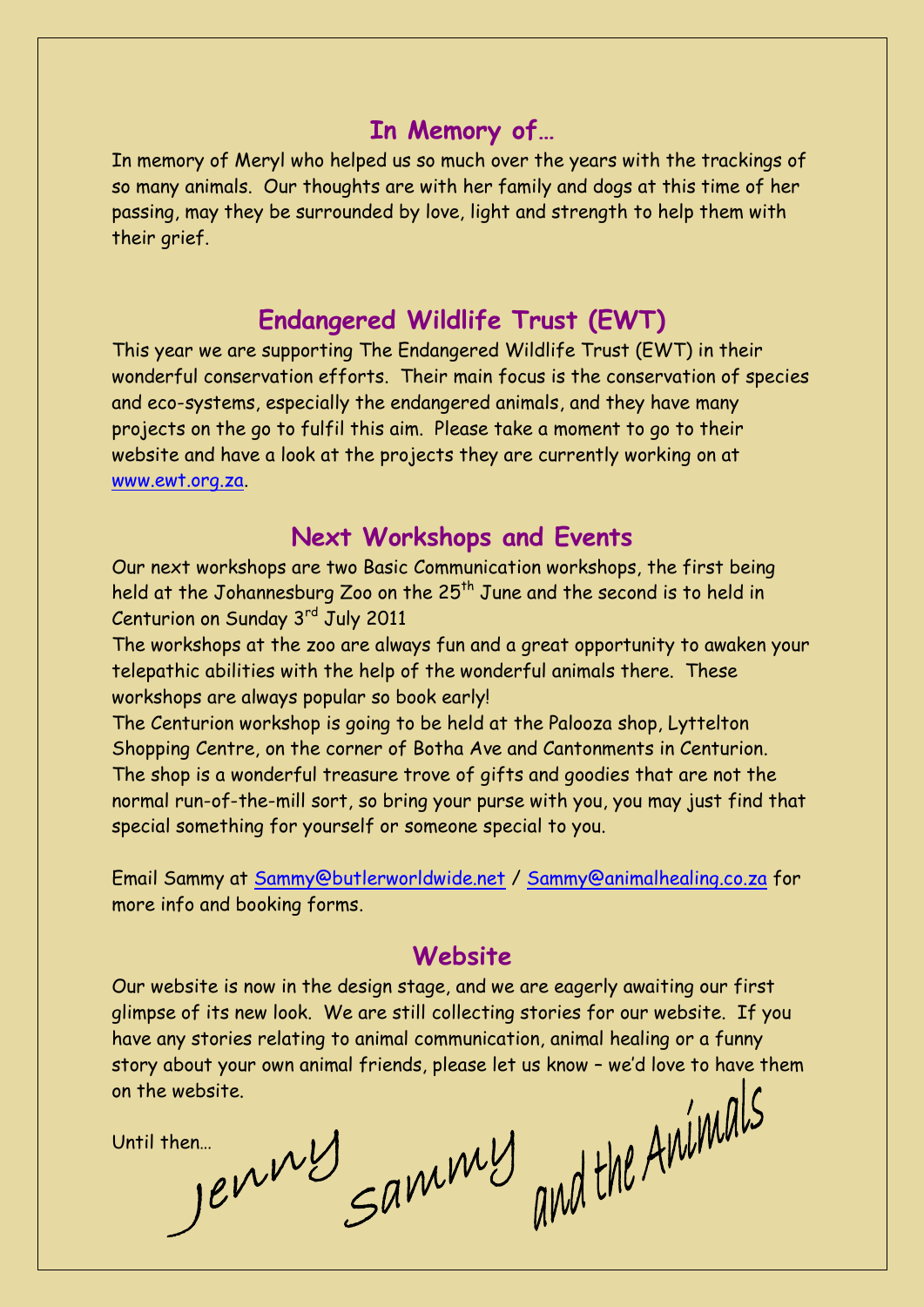## In Memory of…

In memory of Meryl who helped us so much over the years with the trackings of so many animals. Our thoughts are with her family and dogs at this time of her passing, may they be surrounded by love, light and strength to help them with their grief.

## Endangered Wildlife Trust (EWT)

This year we are supporting The Endangered Wildlife Trust (EWT) in their wonderful conservation efforts. Their main focus is the conservation of species and eco-systems, especially the endangered animals, and they have many projects on the go to fulfil this aim. Please take a moment to go to their website and have a look at the projects they are currently working on at www.ewt.org.za.

## Next Workshops and Events

Our next workshops are two Basic Communication workshops, the first being held at the Johannesburg Zoo on the 25th June and the second is to held in Centurion on Sunday 3rd July 2011

The workshops at the zoo are always fun and a great opportunity to awaken your telepathic abilities with the help of the wonderful animals there. These workshops are always popular so book early!

The Centurion workshop is going to be held at the Palooza shop, Lyttelton Shopping Centre, on the corner of Botha Ave and Cantonments in Centurion. The shop is a wonderful treasure trove of gifts and goodies that are not the normal run-of-the-mill sort, so bring your purse with you, you may just find that special something for yourself or someone special to you.

Email Sammy at Sammy@butlerworldwide.net / Sammy@animalhealing.co.za for more info and booking forms.

## Website

Our website is now in the design stage, and we are eagerly awaiting our first glimpse of its new look. We are still collecting stories for our website. If you have any stories relating to animal communication, animal healing or a funny story about your own animal friends, please let us know – we'd love to have them on the website.

Until then…

Jenny Sammy and the Animals